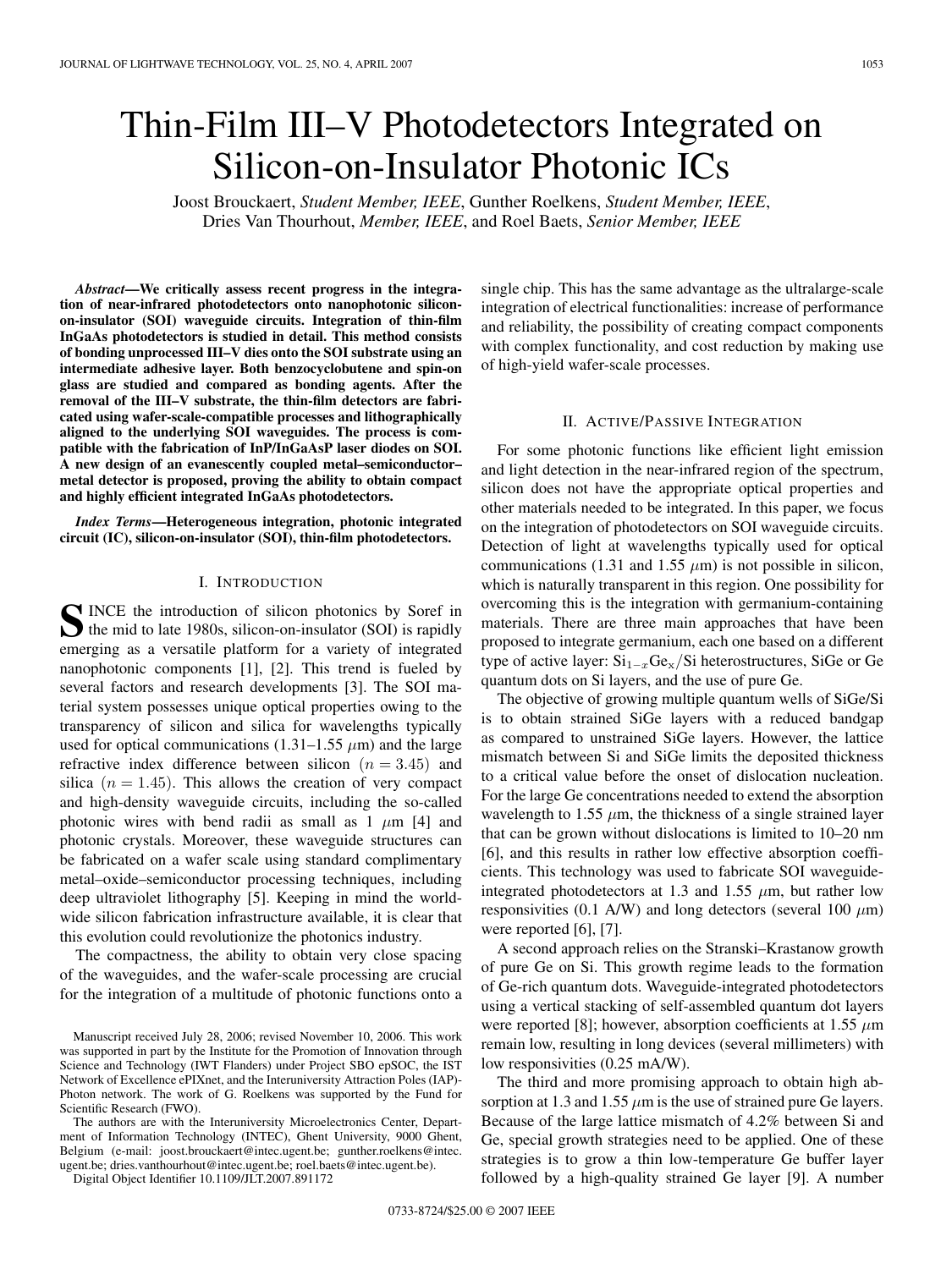# Thin-Film III–V Photodetectors Integrated on Silicon-on-Insulator Photonic ICs

Joost Brouckaert, *Student Member, IEEE*, Gunther Roelkens, *Student Member, IEEE*, Dries Van Thourhout, *Member, IEEE*, and Roel Baets, *Senior Member, IEEE*

***Abstract*—We critically assess recent progress in the integration of near-infrared photodetectors onto nanophotonic silicon-on-insulator (SOI) waveguide circuits. Integration of thin-film InGaAs photodetectors is studied in detail. This method consists of bonding unprocessed III–V dies onto the SOI substrate using an intermediate adhesive layer. Both benzocyclobutene and spin-on glass are studied and compared as bonding agents. After the removal of the III–V substrate, the thin-film detectors are fabricated using wafer-scale-compatible processes and lithographically aligned to the underlying SOI waveguides. The process is compatible with the fabrication of InP/InGaAsP laser diodes on SOI. A new design of an evanescently coupled metal–semiconductor–metal detector is proposed, proving the ability to obtain compact and highly efficient integrated InGaAs photodetectors.**

***Index Terms*—Heterogeneous integration, photonic integrated circuit (IC), silicon-on-insulator (SOI), thin-film photodetectors.**

## I. Introduction

Since the introduction of silicon photonics by Soref in the mid to late 1980s, silicon-on-insulator (SOI) is rapidly emerging as a versatile platform for a variety of integrated nanophotonic components [1], [2]. This trend is fueled by several factors and research developments [3]. The SOI material system possesses unique optical properties owing to the transparency of silicon and silica for wavelengths typically used for optical communications (1.31–1.55 $\mu$m) and the large refractive index difference between silicon ($n = 3.45$) and silica ($n = 1.45$). This allows the creation of very compact and high-density waveguide circuits, including the so-called photonic wires with bend radii as small as 1 $\mu$m [4] and photonic crystals. Moreover, these waveguide structures can be fabricated on a wafer scale using standard complimentary metal–oxide–semiconductor processing techniques, including deep ultraviolet lithography [5]. Keeping in mind the worldwide silicon fabrication infrastructure available, it is clear that this evolution could revolutionize the photonics industry.

The compactness, the ability to obtain very close spacing of the waveguides, and the wafer-scale processing are crucial for the integration of a multitude of photonic functions onto a single chip. This has the same advantage as the ultralarge-scale integration of electrical functionalities: increase of performance and reliability, the possibility of creating compact components with complex functionality, and cost reduction by making use of high-yield wafer-scale processes.

Manuscript received July 28, 2006; revised November 10, 2006. This work was supported in part by the Institute for the Promotion of Innovation through Science and Technology (IWT Flanders) under Project SBO epSOC, the IST Network of Excellence ePIXnet, and the Interuniversity Attraction Poles (IAP)-Photon network. The work of G. Roelkens was supported by the Fund for Scientific Research (FWO).

The authors are with the Interuniversity Microelectronics Center, Department of Information Technology (INTEC), Ghent University, 9000 Ghent, Belgium (e-mail: joost.brouckaert@intec.ugent.be; gunther.roelkens@intec.ugent.be; dries.vanthourhout@intec.ugent.be; roel.baets@intec.ugent.be).

Digital Object Identifier 10.1109/JLT.2007.891172

## II. Active/Passive Integration

For some photonic functions like efficient light emission and light detection in the near-infrared region of the spectrum, silicon does not have the appropriate optical properties and other materials needed to be integrated. In this paper, we focus on the integration of photodetectors on SOI waveguide circuits. Detection of light at wavelengths typically used for optical communications (1.31 and 1.55 $\mu$m) is not possible in silicon, which is naturally transparent in this region. One possibility for overcoming this is the integration with germanium-containing materials. There are three main approaches that have been proposed to integrate germanium, each one based on a different type of active layer: $Si_{1-x}Ge_x/Si$ heterostructures, SiGe or Ge quantum dots on Si layers, and the use of pure Ge.

The objective of growing multiple quantum wells of SiGe/Si is to obtain strained SiGe layers with a reduced bandgap as compared to unstrained SiGe layers. However, the lattice mismatch between Si and SiGe limits the deposited thickness to a critical value before the onset of dislocation nucleation. For the large Ge concentrations needed to extend the absorption wavelength to 1.55 $\mu$m, the thickness of a single strained layer that can be grown without dislocations is limited to 10–20 nm [6], and this results in rather low effective absorption coefficients. This technology was used to fabricate SOI waveguide-integrated photodetectors at 1.3 and 1.55 $\mu$m, but rather low responsivities (0.1 A/W) and long detectors (several 100 $\mu$m) were reported [6], [7].

A second approach relies on the Stranski–Krastanow growth of pure Ge on Si. This growth regime leads to the formation of Ge-rich quantum dots. Waveguide-integrated photodetectors using a vertical stacking of self-assembled quantum dot layers were reported [8]; however, absorption coefficients at 1.55 $\mu$m remain low, resulting in long devices (several millimeters) with low responsivities (0.25 mA/W).

The third and more promising approach to obtain high absorption at 1.3 and 1.55 $\mu$m is the use of strained pure Ge layers. Because of the large lattice mismatch of 4.2% between Si and Ge, special growth strategies need to be applied. One of these strategies is to grow a thin low-temperature Ge buffer layer followed by a high-quality strained Ge layer [9]. A number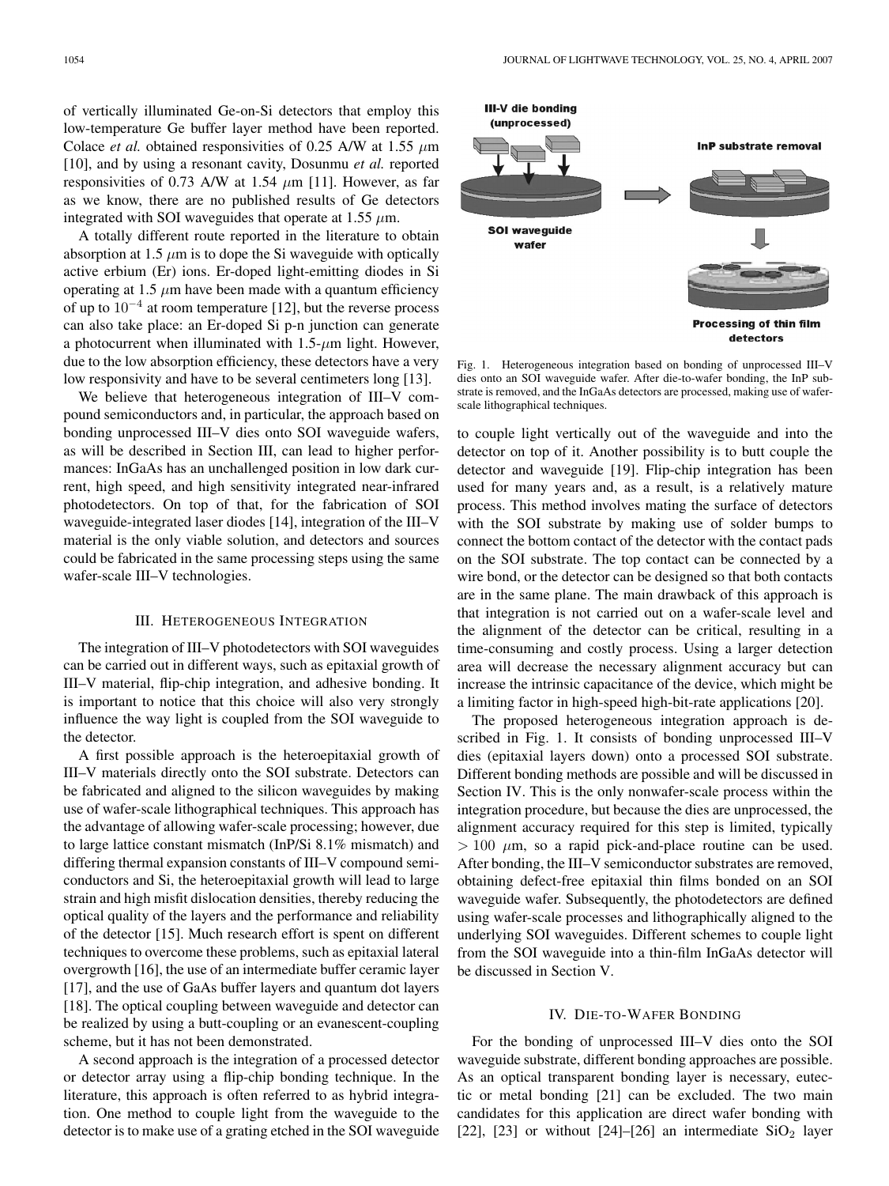of vertically illuminated Ge-on-Si detectors that employ this low-temperature Ge buffer layer method have been reported. Colace *et al.* obtained responsivities of 0.25 A/W at 1.55 $\mu$m [10], and by using a resonant cavity, Dosunmu *et al.* reported responsivities of 0.73 A/W at 1.54 $\mu$m [11]. However, as far as we know, there are no published results of Ge detectors integrated with SOI waveguides that operate at 1.55 $\mu$m.

A totally different route reported in the literature to obtain absorption at 1.5 $\mu$m is to dope the Si waveguide with optically active erbium (Er) ions. Er-doped light-emitting diodes in Si operating at 1.5 $\mu$m have been made with a quantum efficiency of up to $10^{-4}$ at room temperature [12], but the reverse process can also take place: an Er-doped Si p-n junction can generate a photocurrent when illuminated with 1.5-$\mu$m light. However, due to the low absorption efficiency, these detectors have a very low responsivity and have to be several centimeters long [13].

We believe that heterogeneous integration of III–V compound semiconductors and, in particular, the approach based on bonding unprocessed III–V dies onto SOI waveguide wafers, as will be described in Section III, can lead to higher performances: InGaAs has an unchallenged position in low dark current, high speed, and high sensitivity integrated near-infrared photodetectors. On top of that, for the fabrication of SOI waveguide-integrated laser diodes [14], integration of the III–V material is the only viable solution, and detectors and sources could be fabricated in the same processing steps using the same wafer-scale III–V technologies.

## III. Heterogeneous Integration

The integration of III–V photodetectors with SOI waveguides can be carried out in different ways, such as epitaxial growth of III–V material, flip-chip integration, and adhesive bonding. It is important to notice that this choice will also very strongly influence the way light is coupled from the SOI waveguide to the detector.

A first possible approach is the heteroepitaxial growth of III–V materials directly onto the SOI substrate. Detectors can be fabricated and aligned to the silicon waveguides by making use of wafer-scale lithographical techniques. This approach has the advantage of allowing wafer-scale processing; however, due to large lattice constant mismatch (InP/Si 8.1% mismatch) and differing thermal expansion constants of III–V compound semiconductors and Si, the heteroepitaxial growth will lead to large strain and high misfit dislocation densities, thereby reducing the optical quality of the layers and the performance and reliability of the detector [15]. Much research effort is spent on different techniques to overcome these problems, such as epitaxial lateral overgrowth [16], the use of an intermediate buffer ceramic layer [17], and the use of GaAs buffer layers and quantum dot layers [18]. The optical coupling between waveguide and detector can be realized by using a butt-coupling or an evanescent-coupling scheme, but it has not been demonstrated.

A second approach is the integration of a processed detector or detector array using a flip-chip bonding technique. In the literature, this approach is often referred to as hybrid integration. One method to couple light from the waveguide to the detector is to make use of a grating etched in the SOI waveguide to couple light vertically out of the waveguide and into the detector on top of it. Another possibility is to butt couple the detector and waveguide [19]. Flip-chip integration has been used for many years and, as a result, is a relatively mature process. This method involves mating the surface of detectors with the SOI substrate by making use of solder bumps to connect the bottom contact of the detector with the contact pads on the SOI substrate. The top contact can be connected by a wire bond, or the detector can be designed so that both contacts are in the same plane. The main drawback of this approach is that integration is not carried out on a wafer-scale level and the alignment of the detector can be critical, resulting in a time-consuming and costly process. Using a larger detection area will decrease the necessary alignment accuracy but can increase the intrinsic capacitance of the device, which might be a limiting factor in high-speed high-bit-rate applications [20].

III-V die bonding (unprocessed)

InP substrate removal

SOI waveguide wafer

Processing of thin film detectors

Fig. 1. Heterogeneous integration based on bonding of unprocessed III–V dies onto an SOI waveguide wafer. After die-to-wafer bonding, the InP substrate is removed, and the InGaAs detectors are processed, making use of wafer-scale lithographical techniques.

The proposed heterogeneous integration approach is described in Fig. 1. It consists of bonding unprocessed III–V dies (epitaxial layers down) onto a processed SOI substrate. Different bonding methods are possible and will be discussed in Section IV. This is the only nonwafer-scale process within the integration procedure, but because the dies are unprocessed, the alignment accuracy required for this step is limited, typically $> 100$ $\mu$m, so a rapid pick-and-place routine can be used. After bonding, the III–V semiconductor substrates are removed, obtaining defect-free epitaxial thin films bonded on an SOI waveguide wafer. Subsequently, the photodetectors are defined using wafer-scale processes and lithographically aligned to the underlying SOI waveguides. Different schemes to couple light from the SOI waveguide into a thin-film InGaAs detector will be discussed in Section V.

## IV. Die-to-Wafer Bonding

For the bonding of unprocessed III–V dies onto the SOI waveguide substrate, different bonding approaches are possible. As an optical transparent bonding layer is necessary, eutectic or metal bonding [21] can be excluded. The two main candidates for this application are direct wafer bonding with [22], [23] or without [24]–[26] an intermediate $SiO_2$ layer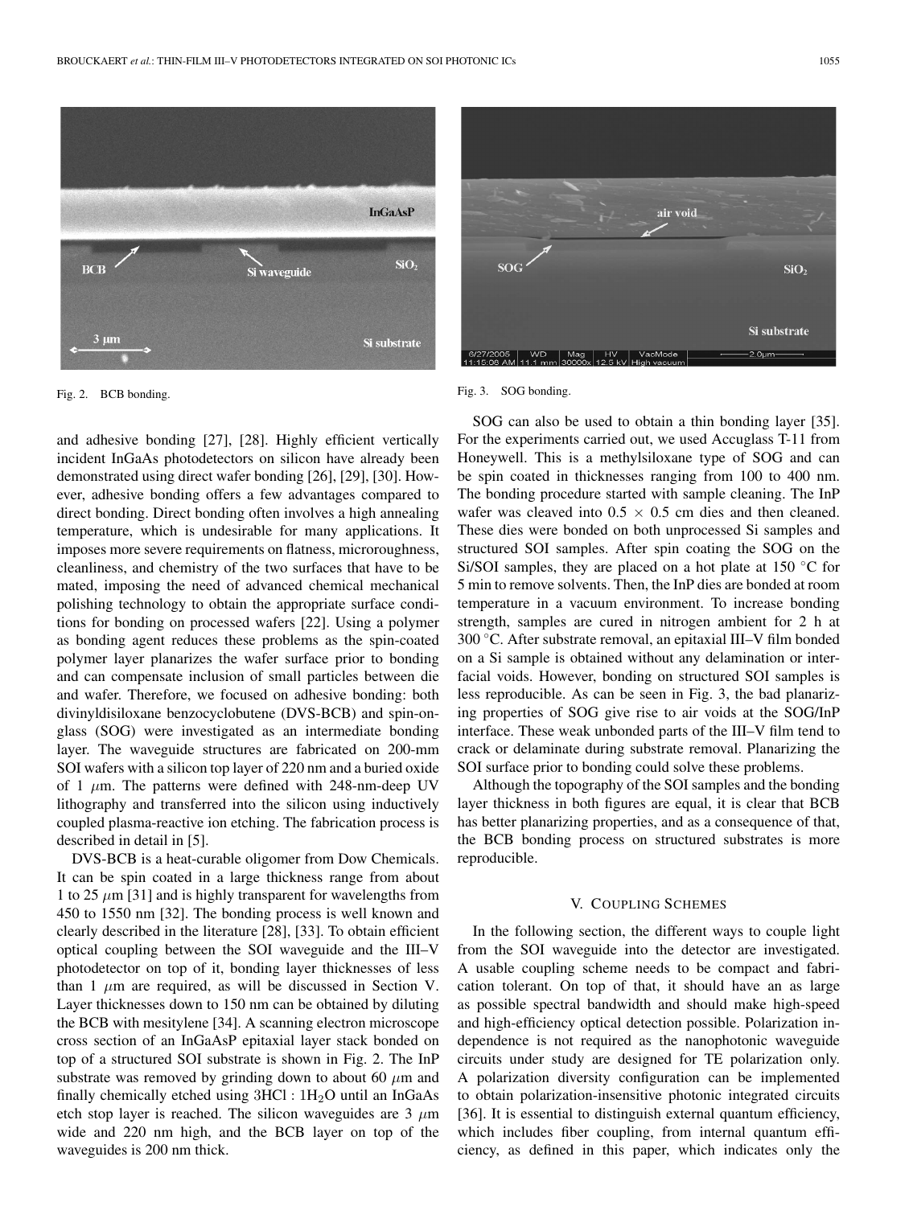Fig. 2. BCB bonding.

Fig. 3. SOG bonding.

and adhesive bonding [27], [28]. Highly efficient vertically incident InGaAs photodetectors on silicon have already been demonstrated using direct wafer bonding [26], [29], [30]. However, adhesive bonding offers a few advantages compared to direct bonding. Direct bonding often involves a high annealing temperature, which is undesirable for many applications. It imposes more severe requirements on flatness, microroughness, cleanliness, and chemistry of the two surfaces that have to be mated, imposing the need of advanced chemical mechanical polishing technology to obtain the appropriate surface conditions for bonding on processed wafers [22]. Using a polymer as bonding agent reduces these problems as the spin-coated polymer layer planarizes the wafer surface prior to bonding and can compensate inclusion of small particles between die and wafer. Therefore, we focused on adhesive bonding: both divinyldisiloxane benzocyclobutene (DVS-BCB) and spin-on-glass (SOG) were investigated as an intermediate bonding layer. The waveguide structures are fabricated on 200-mm SOI wafers with a silicon top layer of 220 nm and a buried oxide of 1 $\mu$m. The patterns were defined with 248-nm-deep UV lithography and transferred into the silicon using inductively coupled plasma-reactive ion etching. The fabrication process is described in detail in [5].

DVS-BCB is a heat-curable oligomer from Dow Chemicals. It can be spin coated in a large thickness range from about 1 to 25 $\mu$m [31] and is highly transparent for wavelengths from 450 to 1550 nm [32]. The bonding process is well known and clearly described in the literature [28], [33]. To obtain efficient optical coupling between the SOI waveguide and the III–V photodetector on top of it, bonding layer thicknesses of less than 1 $\mu$m are required, as will be discussed in Section V. Layer thicknesses down to 150 nm can be obtained by diluting the BCB with mesitylene [34]. A scanning electron microscope cross section of an InGaAsP epitaxial layer stack bonded on top of a structured SOI substrate is shown in Fig. 2. The InP substrate was removed by grinding down to about 60 $\mu$m and finally chemically etched using 3HCl : $1H_2O$ until an InGaAs etch stop layer is reached. The silicon waveguides are 3 $\mu$m wide and 220 nm high, and the BCB layer on top of the waveguides is 200 nm thick.

SOG can also be used to obtain a thin bonding layer [35]. For the experiments carried out, we used Accuglass T-11 from Honeywell. This is a methylsiloxane type of SOG and can be spin coated in thicknesses ranging from 100 to 400 nm. The bonding procedure started with sample cleaning. The InP wafer was cleaved into 0.5 $\times$ 0.5 cm dies and then cleaned. These dies were bonded on both unprocessed Si samples and structured SOI samples. After spin coating the SOG on the Si/SOI samples, they are placed on a hot plate at 150 °C for 5 min to remove solvents. Then, the InP dies are bonded at room temperature in a vacuum environment. To increase bonding strength, samples are cured in nitrogen ambient for 2 h at 300 °C. After substrate removal, an epitaxial III–V film bonded on a Si sample is obtained without any delamination or interfacial voids. However, bonding on structured SOI samples is less reproducible. As can be seen in Fig. 3, the bad planarizing properties of SOG give rise to air voids at the SOG/InP interface. These weak unbonded parts of the III–V film tend to crack or delaminate during substrate removal. Planarizing the SOI surface prior to bonding could solve these problems.

Although the topography of the SOI samples and the bonding layer thickness in both figures are equal, it is clear that BCB has better planarizing properties, and as a consequence of that, the BCB bonding process on structured substrates is more reproducible.

## V. Coupling Schemes

In the following section, the different ways to couple light from the SOI waveguide into the detector are investigated. A usable coupling scheme needs to be compact and fabrication tolerant. On top of that, it should have an as large as possible spectral bandwidth and should make high-speed and high-efficiency optical detection possible. Polarization independence is not required as the nanophotonic waveguide circuits under study are designed for TE polarization only. A polarization diversity configuration can be implemented to obtain polarization-insensitive photonic integrated circuits [36]. It is essential to distinguish external quantum efficiency, which includes fiber coupling, from internal quantum efficiency, as defined in this paper, which indicates only the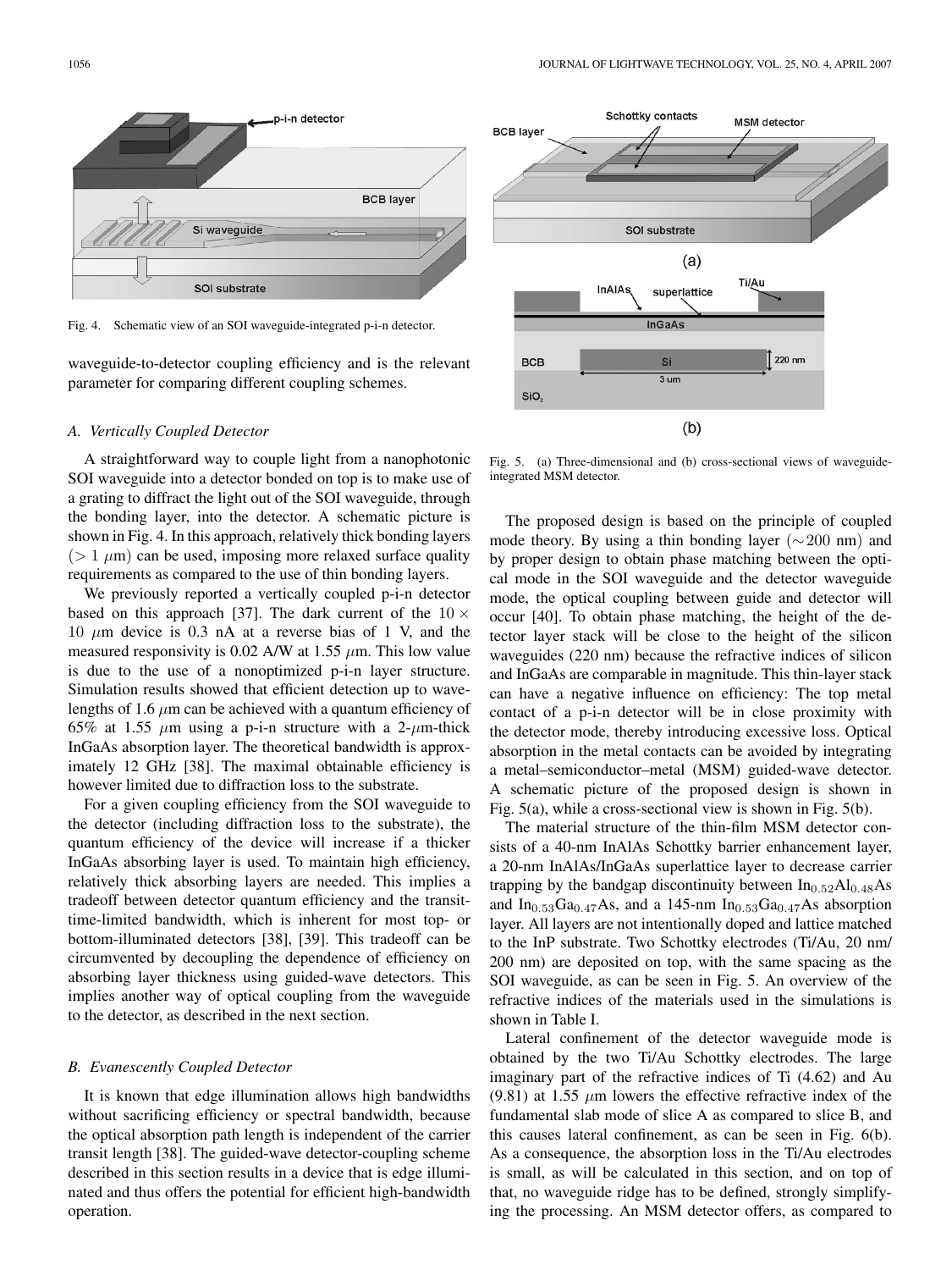Fig. 4. Schematic view of an SOI waveguide-integrated p-i-n detector.

waveguide-to-detector coupling efficiency and is the relevant parameter for comparing different coupling schemes.

### A. Vertically Coupled Detector

A straightforward way to couple light from a nanophotonic SOI waveguide into a detector bonded on top is to make use of a grating to diffract the light out of the SOI waveguide, through the bonding layer, into the detector. A schematic picture is shown in Fig. 4. In this approach, relatively thick bonding layers ($> 1\ \mu$m) can be used, imposing more relaxed surface quality requirements as compared to the use of thin bonding layers.

We previously reported a vertically coupled p-i-n detector based on this approach [37]. The dark current of the $10 \times 10\ \mu$m device is 0.3 nA at a reverse bias of 1 V, and the measured responsivity is 0.02 A/W at 1.55 $\mu$m. This low value is due to the use of a nonoptimized p-i-n layer structure. Simulation results showed that efficient detection up to wavelengths of 1.6 $\mu$m can be achieved with a quantum efficiency of 65% at 1.55 $\mu$m using a p-i-n structure with a 2-$\mu$m-thick InGaAs absorption layer. The theoretical bandwidth is approximately 12 GHz [38]. The maximal obtainable efficiency is however limited due to diffraction loss to the substrate.

For a given coupling efficiency from the SOI waveguide to the detector (including diffraction loss to the substrate), the quantum efficiency of the device will increase if a thicker InGaAs absorbing layer is used. To maintain high efficiency, relatively thick absorbing layers are needed. This implies a tradeoff between detector quantum efficiency and the transit-time-limited bandwidth, which is inherent for most top- or bottom-illuminated detectors [38], [39]. This tradeoff can be circumvented by decoupling the dependence of efficiency on absorbing layer thickness using guided-wave detectors. This implies another way of optical coupling from the waveguide to the detector, as described in the next section.

### B. Evanescently Coupled Detector

It is known that edge illumination allows high bandwidths without sacrificing efficiency or spectral bandwidth, because the optical absorption path length is independent of the carrier transit length [38]. The guided-wave detector-coupling scheme described in this section results in a device that is edge illuminated and thus offers the potential for efficient high-bandwidth operation.

Fig. 5. (a) Three-dimensional and (b) cross-sectional views of waveguide-integrated MSM detector.

The proposed design is based on the principle of coupled mode theory. By using a thin bonding layer ($\sim$200 nm) and by proper design to obtain phase matching between the optical mode in the SOI waveguide and the detector waveguide mode, the optical coupling between guide and detector will occur [40]. To obtain phase matching, the height of the detector layer stack will be close to the height of the silicon waveguides (220 nm) because the refractive indices of silicon and InGaAs are comparable in magnitude. This thin-layer stack can have a negative influence on efficiency: The top metal contact of a p-i-n detector will be in close proximity with the detector mode, thereby introducing excessive loss. Optical absorption in the metal contacts can be avoided by integrating a metal–semiconductor–metal (MSM) guided-wave detector. A schematic picture of the proposed design is shown in Fig. 5(a), while a cross-sectional view is shown in Fig. 5(b).

The material structure of the thin-film MSM detector consists of a 40-nm InAlAs Schottky barrier enhancement layer, a 20-nm InAlAs/InGaAs superlattice layer to decrease carrier trapping by the bandgap discontinuity between $In_{0.52}Al_{0.48}As$ and $In_{0.53}Ga_{0.47}As$, and a 145-nm $In_{0.53}Ga_{0.47}As$ absorption layer. All layers are not intentionally doped and lattice matched to the InP substrate. Two Schottky electrodes (Ti/Au, 20 nm/200 nm) are deposited on top, with the same spacing as the SOI waveguide, as can be seen in Fig. 5. An overview of the refractive indices of the materials used in the simulations is shown in Table I.

Lateral confinement of the detector waveguide mode is obtained by the two Ti/Au Schottky electrodes. The large imaginary part of the refractive indices of Ti (4.62) and Au (9.81) at 1.55 $\mu$m lowers the effective refractive index of the fundamental slab mode of slice A as compared to slice B, and this causes lateral confinement, as can be seen in Fig. 6(b). As a consequence, the absorption loss in the Ti/Au electrodes is small, as will be calculated in this section, and on top of that, no waveguide ridge has to be defined, strongly simplifying the processing. An MSM detector offers, as compared to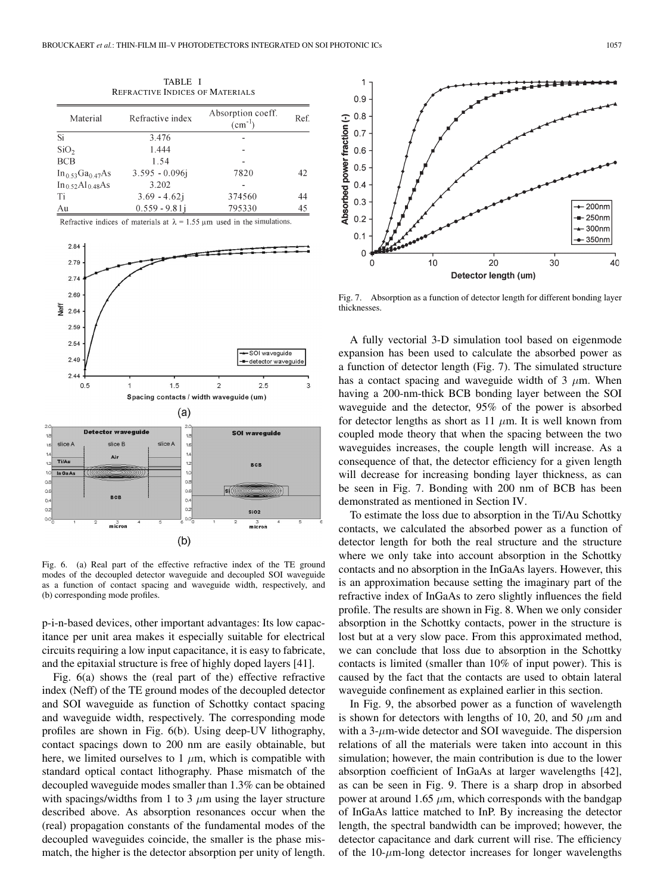TABLE I
REFRACTIVE INDICES OF MATERIALS

| Material | Refractive index | Absorption coeff. ($cm^{-1}$) | Ref. |
|---|---|---|---|
| Si | 3.476 | - | |
| $SiO_2$ | 1.444 | - | |
| BCB | 1.54 | - | |
| $In_{0.53}Ga_{0.47}As$ | 3.595 - 0.096j | 7820 | 42 |
| $In_{0.52}Al_{0.48}As$ | 3.202 | - | |
| Ti | 3.69 - 4.62j | 374560 | 44 |
| Au | 0.559 - 9.81j | 795330 | 45 |

Refractive indices of materials at $\lambda = 1.55\ \mu m$ used in the simulations.

Fig. 6. (a) Real part of the effective refractive index of the TE ground modes of the decoupled detector waveguide and decoupled SOI waveguide as a function of contact spacing and waveguide width, respectively, and (b) corresponding mode profiles.

p-i-n-based devices, other important advantages: Its low capacitance per unit area makes it especially suitable for electrical circuits requiring a low input capacitance, it is easy to fabricate, and the epitaxial structure is free of highly doped layers [41].

Fig. 6(a) shows the (real part of the) effective refractive index (Neff) of the TE ground modes of the decoupled detector and SOI waveguide as function of Schottky contact spacing and waveguide width, respectively. The corresponding mode profiles are shown in Fig. 6(b). Using deep-UV lithography, contact spacings down to 200 nm are easily obtainable, but here, we limited ourselves to 1 $\mu$m, which is compatible with standard optical contact lithography. Phase mismatch of the decoupled waveguide modes smaller than 1.3% can be obtained with spacings/widths from 1 to 3 $\mu$m using the layer structure described above. As absorption resonances occur when the (real) propagation constants of the fundamental modes of the decoupled waveguides coincide, the smaller is the phase mismatch, the higher is the detector absorption per unity of length.

Fig. 7. Absorption as a function of detector length for different bonding layer thicknesses.

A fully vectorial 3-D simulation tool based on eigenmode expansion has been used to calculate the absorbed power as a function of detector length (Fig. 7). The simulated structure has a contact spacing and waveguide width of 3 $\mu$m. When having a 200-nm-thick BCB bonding layer between the SOI waveguide and the detector, 95% of the power is absorbed for detector lengths as short as 11 $\mu$m. It is well known from coupled mode theory that when the spacing between the two waveguides increases, the couple length will increase. As a consequence of that, the detector efficiency for a given length will decrease for increasing bonding layer thickness, as can be seen in Fig. 7. Bonding with 200 nm of BCB has been demonstrated as mentioned in Section IV.

To estimate the loss due to absorption in the Ti/Au Schottky contacts, we calculated the absorbed power as a function of detector length for both the real structure and the structure where we only take into account absorption in the Schottky contacts and no absorption in the InGaAs layers. However, this is an approximation because setting the imaginary part of the refractive index of InGaAs to zero slightly influences the field profile. The results are shown in Fig. 8. When we only consider absorption in the Schottky contacts, power in the structure is lost but at a very slow pace. From this approximated method, we can conclude that loss due to absorption in the Schottky contacts is limited (smaller than 10% of input power). This is caused by the fact that the contacts are used to obtain lateral waveguide confinement as explained earlier in this section.

In Fig. 9, the absorbed power as a function of wavelength is shown for detectors with lengths of 10, 20, and 50 $\mu$m and with a 3-$\mu$m-wide detector and SOI waveguide. The dispersion relations of all the materials were taken into account in this simulation; however, the main contribution is due to the lower absorption coefficient of InGaAs at larger wavelengths [42], as can be seen in Fig. 9. There is a sharp drop in absorbed power at around 1.65 $\mu$m, which corresponds with the bandgap of InGaAs lattice matched to InP. By increasing the detector length, the spectral bandwidth can be improved; however, the detector capacitance and dark current will rise. The efficiency of the 10-$\mu$m-long detector increases for longer wavelengths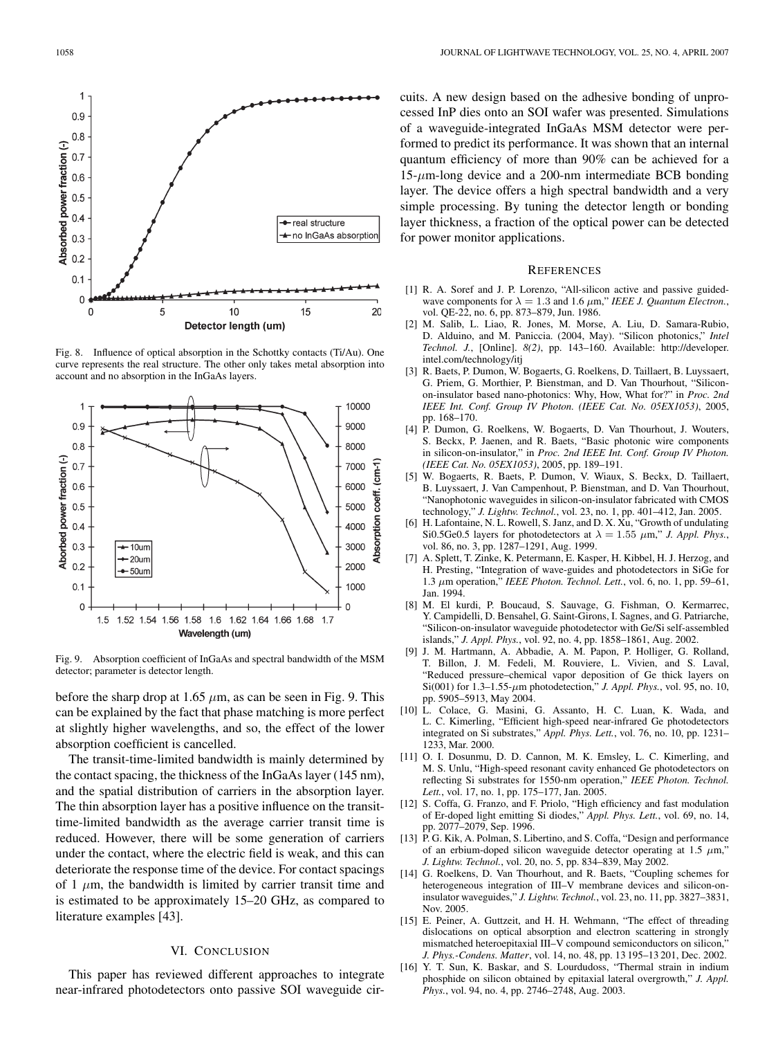Fig. 8. Influence of optical absorption in the Schottky contacts (Ti/Au). One curve represents the real structure. The other only takes metal absorption into account and no absorption in the InGaAs layers.

Fig. 9. Absorption coefficient of InGaAs and spectral bandwidth of the MSM detector; parameter is detector length.

before the sharp drop at 1.65 $\mu$m, as can be seen in Fig. 9. This can be explained by the fact that phase matching is more perfect at slightly higher wavelengths, and so, the effect of the lower absorption coefficient is cancelled.

The transit-time-limited bandwidth is mainly determined by the contact spacing, the thickness of the InGaAs layer (145 nm), and the spatial distribution of carriers in the absorption layer. The thin absorption layer has a positive influence on the transit-time-limited bandwidth as the average carrier transit time is reduced. However, there will be some generation of carriers under the contact, where the electric field is weak, and this can deteriorate the response time of the device. For contact spacings of 1 $\mu$m, the bandwidth is limited by carrier transit time and is estimated to be approximately 15–20 GHz, as compared to literature examples [43].

## VI. Conclusion

This paper has reviewed different approaches to integrate near-infrared photodetectors onto passive SOI waveguide circuits. A new design based on the adhesive bonding of unprocessed InP dies onto an SOI wafer was presented. Simulations of a waveguide-integrated InGaAs MSM detector were performed to predict its performance. It was shown that an internal quantum efficiency of more than 90% can be achieved for a 15-$\mu$m-long device and a 200-nm intermediate BCB bonding layer. The device offers a high spectral bandwidth and a very simple processing. By tuning the detector length or bonding layer thickness, a fraction of the optical power can be detected for power monitor applications.

## References

[1] R. A. Soref and J. P. Lorenzo, "All-silicon active and passive guided-wave components for $\lambda = 1.3$ and 1.6 $\mu$m," *IEEE J. Quantum Electron.*, vol. QE-22, no. 6, pp. 873–879, Jun. 1986.

[2] M. Salib, L. Liao, R. Jones, M. Morse, A. Liu, D. Samara-Rubio, D. Alduino, and M. Paniccia. (2004, May). "Silicon photonics," *Intel Technol. J.*, [Online]. *8(2)*, pp. 143–160. Available: http://developer.intel.com/technology/itj

[3] R. Baets, P. Dumon, W. Bogaerts, G. Roelkens, D. Taillaert, B. Luyssaert, G. Priem, G. Morthier, P. Bienstman, and D. Van Thourhout, "Silicon-on-insulator based nano-photonics: Why, How, What for?" in *Proc. 2nd IEEE Int. Conf. Group IV Photon. (IEEE Cat. No. 05EX1053)*, 2005, pp. 168–170.

[4] P. Dumon, G. Roelkens, W. Bogaerts, D. Van Thourhout, J. Wouters, S. Beckx, P. Jaenen, and R. Baets, "Basic photonic wire components in silicon-on-insulator," in *Proc. 2nd IEEE Int. Conf. Group IV Photon. (IEEE Cat. No. 05EX1053)*, 2005, pp. 189–191.

[5] W. Bogaerts, R. Baets, P. Dumon, V. Wiaux, S. Beckx, D. Taillaert, B. Luyssaert, J. Van Campenhout, P. Bienstman, and D. Van Thourhout, "Nanophotonic waveguides in silicon-on-insulator fabricated with CMOS technology," *J. Lightw. Technol.*, vol. 23, no. 1, pp. 401–412, Jan. 2005.

[6] H. Lafontaine, N. L. Rowell, S. Janz, and D. X. Xu, "Growth of undulating Si0.5Ge0.5 layers for photodetectors at $\lambda = 1.55$ $\mu$m," *J. Appl. Phys.*, vol. 86, no. 3, pp. 1287–1291, Aug. 1999.

[7] A. Splett, T. Zinke, K. Petermann, E. Kasper, H. Kibbel, H. J. Herzog, and H. Presting, "Integration of wave-guides and photodetectors in SiGe for 1.3 $\mu$m operation," *IEEE Photon. Technol. Lett.*, vol. 6, no. 1, pp. 59–61, Jan. 1994.

[8] M. El kurdi, P. Boucaud, S. Sauvage, G. Fishman, O. Kermarrec, Y. Campidelli, D. Bensahel, G. Saint-Girons, I. Sagnes, and G. Patriarche, "Silicon-on-insulator waveguide photodetector with Ge/Si self-assembled islands," *J. Appl. Phys.*, vol. 92, no. 4, pp. 1858–1861, Aug. 2002.

[9] J. M. Hartmann, A. Abbadie, A. M. Papon, P. Holliger, G. Rolland, T. Billon, J. M. Fedeli, M. Rouviere, L. Vivien, and S. Laval, "Reduced pressure–chemical vapor deposition of Ge thick layers on Si(001) for 1.3–1.55-$\mu$m photodetection," *J. Appl. Phys.*, vol. 95, no. 10, pp. 5905–5913, May 2004.

[10] L. Colace, G. Masini, G. Assanto, H. C. Luan, K. Wada, and L. C. Kimerling, "Efficient high-speed near-infrared Ge photodetectors integrated on Si substrates," *Appl. Phys. Lett.*, vol. 76, no. 10, pp. 1231–1233, Mar. 2000.

[11] O. I. Dosunmu, D. D. Cannon, M. K. Emsley, L. C. Kimerling, and M. S. Unlu, "High-speed resonant cavity enhanced Ge photodetectors on reflecting Si substrates for 1550-nm operation," *IEEE Photon. Technol. Lett.*, vol. 17, no. 1, pp. 175–177, Jan. 2005.

[12] S. Coffa, G. Franzo, and F. Priolo, "High efficiency and fast modulation of Er-doped light emitting Si diodes," *Appl. Phys. Lett.*, vol. 69, no. 14, pp. 2077–2079, Sep. 1996.

[13] P. G. Kik, A. Polman, S. Libertino, and S. Coffa, "Design and performance of an erbium-doped silicon waveguide detector operating at 1.5 $\mu$m," *J. Lightw. Technol.*, vol. 20, no. 5, pp. 834–839, May 2002.

[14] G. Roelkens, D. Van Thourhout, and R. Baets, "Coupling schemes for heterogeneous integration of III–V membrane devices and silicon-on-insulator waveguides," *J. Lightw. Technol.*, vol. 23, no. 11, pp. 3827–3831, Nov. 2005.

[15] E. Peiner, A. Guttzeit, and H. H. Wehmann, "The effect of threading dislocations on optical absorption and electron scattering in strongly mismatched heteroepitaxial III–V compound semiconductors on silicon," *J. Phys.-Condens. Matter*, vol. 14, no. 48, pp. 13 195–13 201, Dec. 2002.

[16] Y. T. Sun, K. Baskar, and S. Lourdudoss, "Thermal strain in indium phosphide on silicon obtained by epitaxial lateral overgrowth," *J. Appl. Phys.*, vol. 94, no. 4, pp. 2746–2748, Aug. 2003.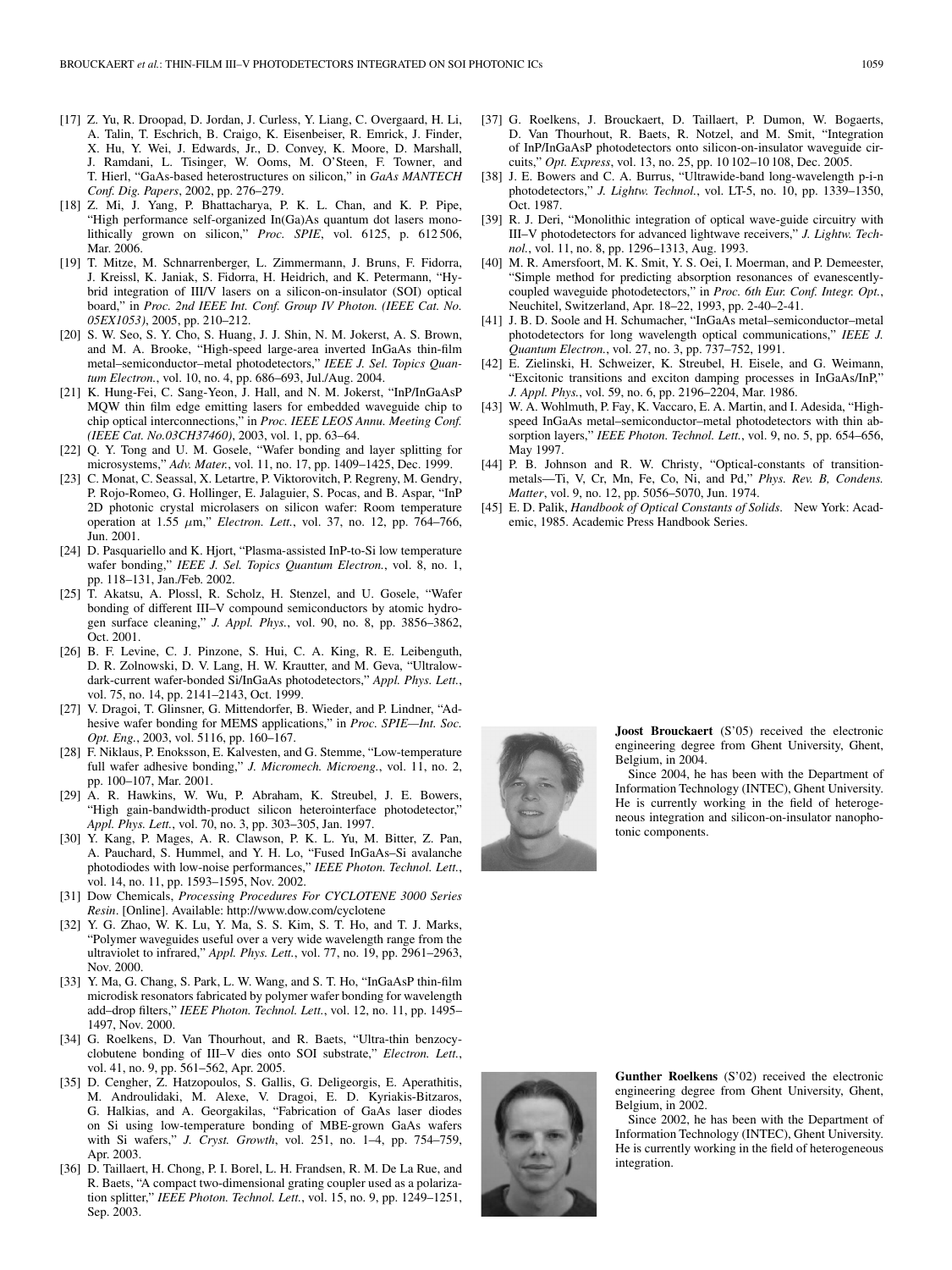[17] Z. Yu, R. Droopad, D. Jordan, J. Curless, Y. Liang, C. Overgaard, H. Li, A. Talin, T. Eschrich, B. Craigo, K. Eisenbeiser, R. Emrick, J. Finder, X. Hu, Y. Wei, J. Edwards, Jr., D. Convey, K. Moore, D. Marshall, J. Ramdani, L. Tisinger, W. Ooms, M. O'Steen, F. Towner, and T. Hierl, "GaAs-based heterostructures on silicon," in *GaAs MANTECH Conf. Dig. Papers*, 2002, pp. 276–279.

[18] Z. Mi, J. Yang, P. Bhattacharya, P. K. L. Chan, and K. P. Pipe, "High performance self-organized In(Ga)As quantum dot lasers monolithically grown on silicon," *Proc. SPIE*, vol. 6125, p. 612 506, Mar. 2006.

[19] T. Mitze, M. Schnarrenberger, L. Zimmermann, J. Bruns, F. Fidorra, J. Kreissl, K. Janiak, S. Fidorra, H. Heidrich, and K. Petermann, "Hybrid integration of III/V lasers on a silicon-on-insulator (SOI) optical board," in *Proc. 2nd IEEE Int. Conf. Group IV Photon. (IEEE Cat. No. 05EX1053)*, 2005, pp. 210–212.

[20] S. W. Seo, S. Y. Cho, S. Huang, J. J. Shin, N. M. Jokerst, A. S. Brown, and M. A. Brooke, "High-speed large-area inverted InGaAs thin-film metal–semiconductor–metal photodetectors," *IEEE J. Sel. Topics Quantum Electron.*, vol. 10, no. 4, pp. 686–693, Jul./Aug. 2004.

[21] K. Hung-Fei, C. Sang-Yeon, J. Hall, and N. M. Jokerst, "InP/InGaAsP MQW thin film edge emitting lasers for embedded waveguide chip to chip optical interconnections," in *Proc. IEEE LEOS Annu. Meeting Conf. (IEEE Cat. No.03CH37460)*, 2003, vol. 1, pp. 63–64.

[22] Q. Y. Tong and U. M. Gosele, "Wafer bonding and layer splitting for microsystems," *Adv. Mater.*, vol. 11, no. 17, pp. 1409–1425, Dec. 1999.

[23] C. Monat, C. Seassal, X. Letartre, P. Viktorovitch, P. Regreny, M. Gendry, P. Rojo-Romeo, G. Hollinger, E. Jalaguier, S. Pocas, and B. Aspar, "InP 2D photonic crystal microlasers on silicon wafer: Room temperature operation at 1.55 $\mu$m," *Electron. Lett.*, vol. 37, no. 12, pp. 764–766, Jun. 2001.

[24] D. Pasquariello and K. Hjort, "Plasma-assisted InP-to-Si low temperature wafer bonding," *IEEE J. Sel. Topics Quantum Electron.*, vol. 8, no. 1, pp. 118–131, Jan./Feb. 2002.

[25] T. Akatsu, A. Plossl, R. Scholz, H. Stenzel, and U. Gosele, "Wafer bonding of different III–V compound semiconductors by atomic hydrogen surface cleaning," *J. Appl. Phys.*, vol. 90, no. 8, pp. 3856–3862, Oct. 2001.

[26] B. F. Levine, C. J. Pinzone, S. Hui, C. A. King, R. E. Leibenguth, D. R. Zolnowski, D. V. Lang, H. W. Krautter, and M. Geva, "Ultralow-dark-current wafer-bonded Si/InGaAs photodetectors," *Appl. Phys. Lett.*, vol. 75, no. 14, pp. 2141–2143, Oct. 1999.

[27] V. Dragoi, T. Glinsner, G. Mittendorfer, B. Wieder, and P. Lindner, "Adhesive wafer bonding for MEMS applications," in *Proc. SPIE—Int. Soc. Opt. Eng.*, 2003, vol. 5116, pp. 160–167.

[28] F. Niklaus, P. Enoksson, E. Kalvesten, and G. Stemme, "Low-temperature full wafer adhesive bonding," *J. Micromech. Microeng.*, vol. 11, no. 2, pp. 100–107, Mar. 2001.

[29] A. R. Hawkins, W. Wu, P. Abraham, K. Streubel, J. E. Bowers, "High gain-bandwidth-product silicon heterointerface photodetector," *Appl. Phys. Lett.*, vol. 70, no. 3, pp. 303–305, Jan. 1997.

[30] Y. Kang, P. Mages, A. R. Clawson, P. K. L. Yu, M. Bitter, Z. Pan, A. Pauchard, S. Hummel, and Y. H. Lo, "Fused InGaAs–Si avalanche photodiodes with low-noise performances," *IEEE Photon. Technol. Lett.*, vol. 14, no. 11, pp. 1593–1595, Nov. 2002.

[31] Dow Chemicals, *Processing Procedures For CYCLOTENE 3000 Series Resin*. [Online]. Available: http://www.dow.com/cyclotene

[32] Y. G. Zhao, W. K. Lu, Y. Ma, S. S. Kim, S. T. Ho, and T. J. Marks, "Polymer waveguides useful over a very wide wavelength range from the ultraviolet to infrared," *Appl. Phys. Lett.*, vol. 77, no. 19, pp. 2961–2963, Nov. 2000.

[33] Y. Ma, G. Chang, S. Park, L. W. Wang, and S. T. Ho, "InGaAsP thin-film microdisk resonators fabricated by polymer wafer bonding for wavelength add–drop filters," *IEEE Photon. Technol. Lett.*, vol. 12, no. 11, pp. 1495–1497, Nov. 2000.

[34] G. Roelkens, D. Van Thourhout, and R. Baets, "Ultra-thin benzocyclobutene bonding of III–V dies onto SOI substrate," *Electron. Lett.*, vol. 41, no. 9, pp. 561–562, Apr. 2005.

[35] D. Cengher, Z. Hatzopoulos, S. Gallis, G. Deligeorgis, E. Aperathitis, M. Androulidaki, M. Alexe, V. Dragoi, E. D. Kyriakis-Bitzaros, G. Halkias, and A. Georgakilas, "Fabrication of GaAs laser diodes on Si using low-temperature bonding of MBE-grown GaAs wafers with Si wafers," *J. Cryst. Growth*, vol. 251, no. 1–4, pp. 754–759, Apr. 2003.

[36] D. Taillaert, H. Chong, P. I. Borel, L. H. Frandsen, R. M. De La Rue, and R. Baets, "A compact two-dimensional grating coupler used as a polarization splitter," *IEEE Photon. Technol. Lett.*, vol. 15, no. 9, pp. 1249–1251, Sep. 2003.

[37] G. Roelkens, J. Brouckaert, D. Taillaert, P. Dumon, W. Bogaerts, D. Van Thourhout, R. Baets, R. Notzel, and M. Smit, "Integration of InP/InGaAsP photodetectors onto silicon-on-insulator waveguide circuits," *Opt. Express*, vol. 13, no. 25, pp. 10 102–10 108, Dec. 2005.

[38] J. E. Bowers and C. A. Burrus, "Ultrawide-band long-wavelength p-i-n photodetectors," *J. Lightw. Technol.*, vol. LT-5, no. 10, pp. 1339–1350, Oct. 1987.

[39] R. J. Deri, "Monolithic integration of optical wave-guide circuitry with III–V photodetectors for advanced lightwave receivers," *J. Lightw. Technol.*, vol. 11, no. 8, pp. 1296–1313, Aug. 1993.

[40] M. R. Amersfoort, M. K. Smit, Y. S. Oei, I. Moerman, and P. Demeester, "Simple method for predicting absorption resonances of evanescently-coupled waveguide photodetectors," in *Proc. 6th Eur. Conf. Integr. Opt.*, Neuchitel, Switzerland, Apr. 18–22, 1993, pp. 2-40–2-41.

[41] J. B. D. Soole and H. Schumacher, "InGaAs metal–semiconductor–metal photodetectors for long wavelength optical communications," *IEEE J. Quantum Electron.*, vol. 27, no. 3, pp. 737–752, 1991.

[42] E. Zielinski, H. Schweizer, K. Streubel, H. Eisele, and G. Weimann, "Excitonic transitions and exciton damping processes in InGaAs/InP," *J. Appl. Phys.*, vol. 59, no. 6, pp. 2196–2204, Mar. 1986.

[43] W. A. Wohlmuth, P. Fay, K. Vaccaro, E. A. Martin, and I. Adesida, "High-speed InGaAs metal–semiconductor–metal photodetectors with thin absorption layers," *IEEE Photon. Technol. Lett.*, vol. 9, no. 5, pp. 654–656, May 1997.

[44] P. B. Johnson and R. W. Christy, "Optical-constants of transition-metals—Ti, V, Cr, Mn, Fe, Co, Ni, and Pd," *Phys. Rev. B, Condens. Matter*, vol. 9, no. 12, pp. 5056–5070, Jun. 1974.

[45] E. D. Palik, *Handbook of Optical Constants of Solids*. New York: Academic, 1985. Academic Press Handbook Series.

**Joost Brouckaert** (S'05) received the electronic engineering degree from Ghent University, Ghent, Belgium, in 2004.

Since 2004, he has been with the Department of Information Technology (INTEC), Ghent University. He is currently working in the field of heterogeneous integration and silicon-on-insulator nanophotonic components.

**Gunther Roelkens** (S'02) received the electronic engineering degree from Ghent University, Ghent, Belgium, in 2002.

Since 2002, he has been with the Department of Information Technology (INTEC), Ghent University. He is currently working in the field of heterogeneous integration.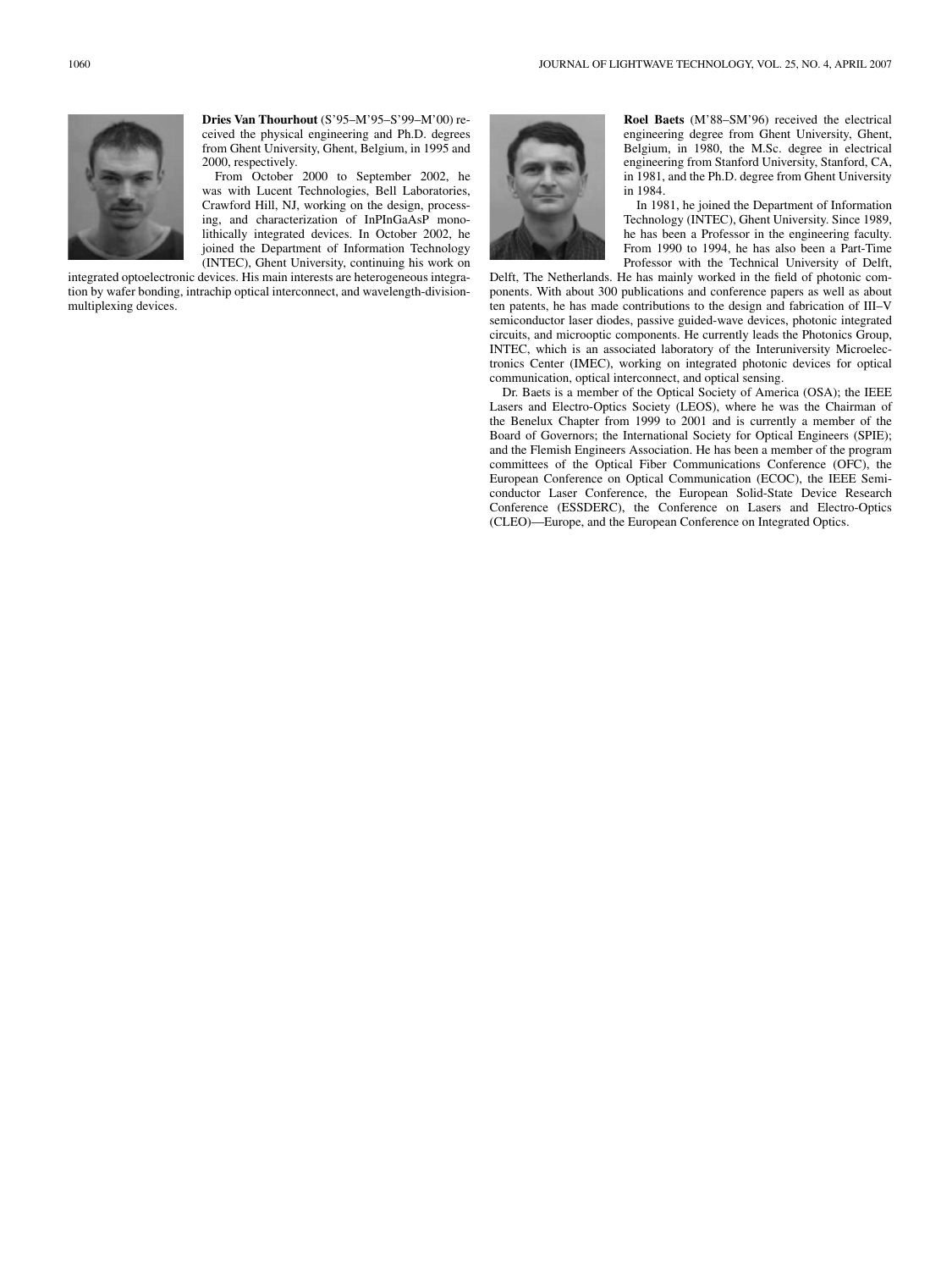**Dries Van Thourhout** (S'95–M'95–S'99–M'00) received the physical engineering and Ph.D. degrees from Ghent University, Ghent, Belgium, in 1995 and 2000, respectively.

From October 2000 to September 2002, he was with Lucent Technologies, Bell Laboratories, Crawford Hill, NJ, working on the design, processing, and characterization of InPInGaAsP monolithically integrated devices. In October 2002, he joined the Department of Information Technology (INTEC), Ghent University, continuing his work on integrated optoelectronic devices. His main interests are heterogeneous integration by wafer bonding, intrachip optical interconnect, and wavelength-division-multiplexing devices.

**Roel Baets** (M'88–SM'96) received the electrical engineering degree from Ghent University, Ghent, Belgium, in 1980, the M.Sc. degree in electrical engineering from Stanford University, Stanford, CA, in 1981, and the Ph.D. degree from Ghent University in 1984.

In 1981, he joined the Department of Information Technology (INTEC), Ghent University. Since 1989, he has been a Professor in the engineering faculty. From 1990 to 1994, he has also been a Part-Time Professor with the Technical University of Delft, Delft, The Netherlands. He has mainly worked in the field of photonic components. With about 300 publications and conference papers as well as about ten patents, he has made contributions to the design and fabrication of III–V semiconductor laser diodes, passive guided-wave devices, photonic integrated circuits, and microoptic components. He currently leads the Photonics Group, INTEC, which is an associated laboratory of the Interuniversity Microelectronics Center (IMEC), working on integrated photonic devices for optical communication, optical interconnect, and optical sensing.

Dr. Baets is a member of the Optical Society of America (OSA); the IEEE Lasers and Electro-Optics Society (LEOS), where he was the Chairman of the Benelux Chapter from 1999 to 2001 and is currently a member of the Board of Governors; the International Society for Optical Engineers (SPIE); and the Flemish Engineers Association. He has been a member of the program committees of the Optical Fiber Communications Conference (OFC), the European Conference on Optical Communication (ECOC), the IEEE Semiconductor Laser Conference, the European Solid-State Device Research Conference (ESSDERC), the Conference on Lasers and Electro-Optics (CLEO)—Europe, and the European Conference on Integrated Optics.